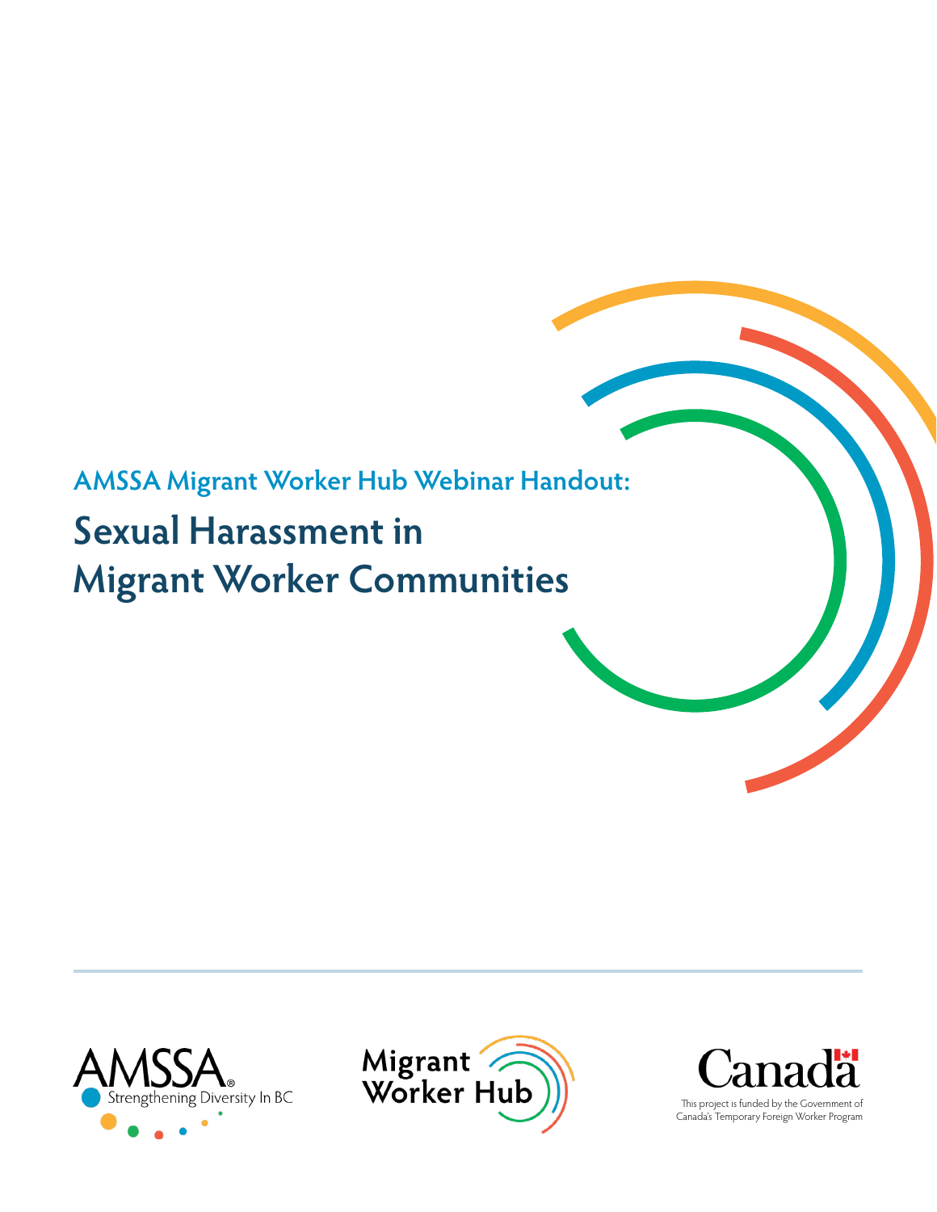AMSSA Migrant Worker Hub Webinar Handout:

# Sexual Harassment in Migrant Worker Communities

AMSSA® Strengthening Diversity In BC

Migrant Worker Hub

Canada

This project is funded by the Government of Canada's Temporary Foreign Worker Program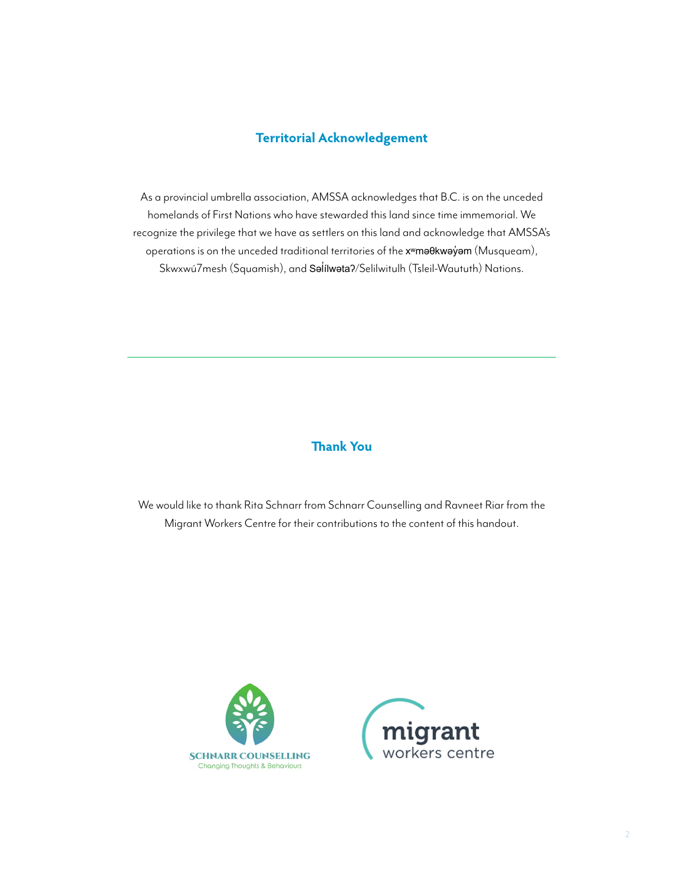## Territorial Acknowledgement

As a provincial umbrella association, AMSSA acknowledges that B.C. is on the unceded homelands of First Nations who have stewarded this land since time immemorial. We recognize the privilege that we have as settlers on this land and acknowledge that AMSSA's operations is on the unceded traditional territories of the xʷməθkwəy̓əm (Musqueam), Skwxwú7mesh (Squamish), and Səl̓ílwətaʔ/Selilwitulh (Tsleil-Waututh) Nations.

---

## Thank You

We would like to thank Rita Schnarr from Schnarr Counselling and Ravneet Riar from the Migrant Workers Centre for their contributions to the content of this handout.

SCHNARR COUNSELLING
Changing Thoughts & Behaviours

migrant workers centre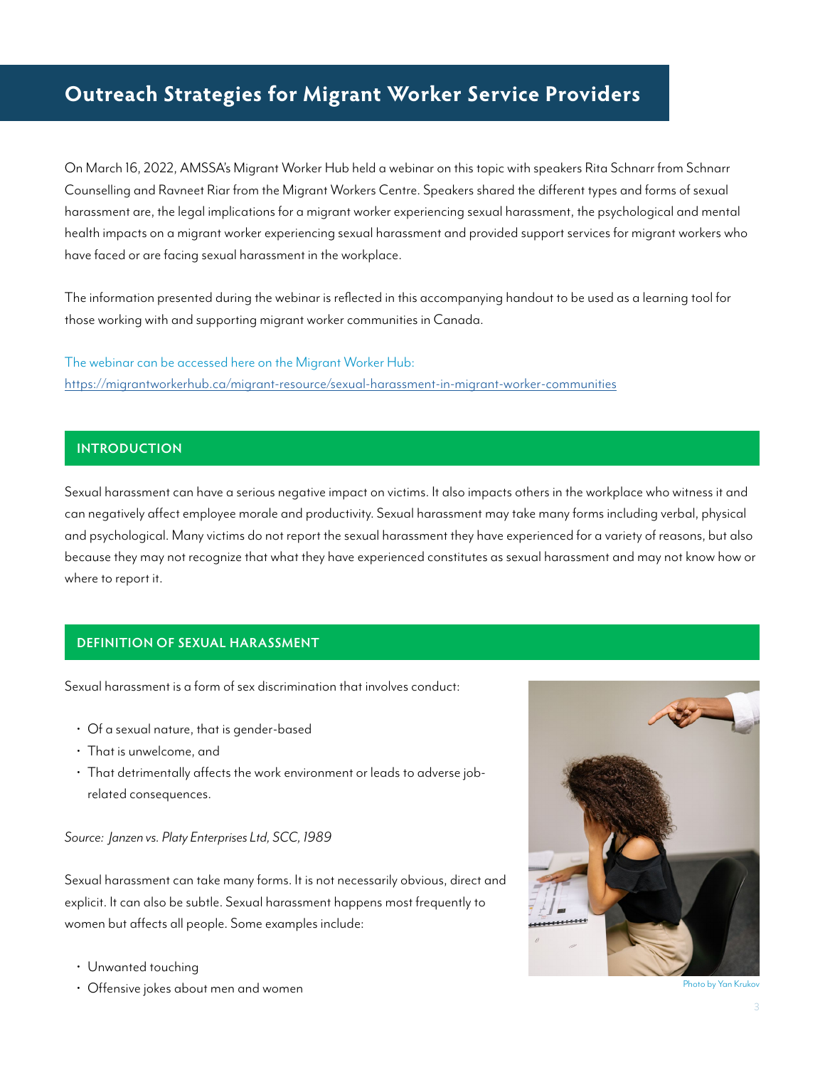# Outreach Strategies for Migrant Worker Service Providers

On March 16, 2022, AMSSA's Migrant Worker Hub held a webinar on this topic with speakers Rita Schnarr from Schnarr Counselling and Ravneet Riar from the Migrant Workers Centre. Speakers shared the different types and forms of sexual harassment are, the legal implications for a migrant worker experiencing sexual harassment, the psychological and mental health impacts on a migrant worker experiencing sexual harassment and provided support services for migrant workers who have faced or are facing sexual harassment in the workplace.

The information presented during the webinar is reflected in this accompanying handout to be used as a learning tool for those working with and supporting migrant worker communities in Canada.

The webinar can be accessed here on the Migrant Worker Hub:
https://migrantworkerhub.ca/migrant-resource/sexual-harassment-in-migrant-worker-communities

## INTRODUCTION

Sexual harassment can have a serious negative impact on victims. It also impacts others in the workplace who witness it and can negatively affect employee morale and productivity. Sexual harassment may take many forms including verbal, physical and psychological. Many victims do not report the sexual harassment they have experienced for a variety of reasons, but also because they may not recognize that what they have experienced constitutes as sexual harassment and may not know how or where to report it.

## DEFINITION OF SEXUAL HARASSMENT

Sexual harassment is a form of sex discrimination that involves conduct:

- Of a sexual nature, that is gender-based
- That is unwelcome, and
- That detrimentally affects the work environment or leads to adverse job-related consequences.

*Source: Janzen vs. Platy Enterprises Ltd, SCC, 1989*

Sexual harassment can take many forms. It is not necessarily obvious, direct and explicit. It can also be subtle. Sexual harassment happens most frequently to women but affects all people. Some examples include:

- Unwanted touching
- Offensive jokes about men and women

Photo by Yan Krukov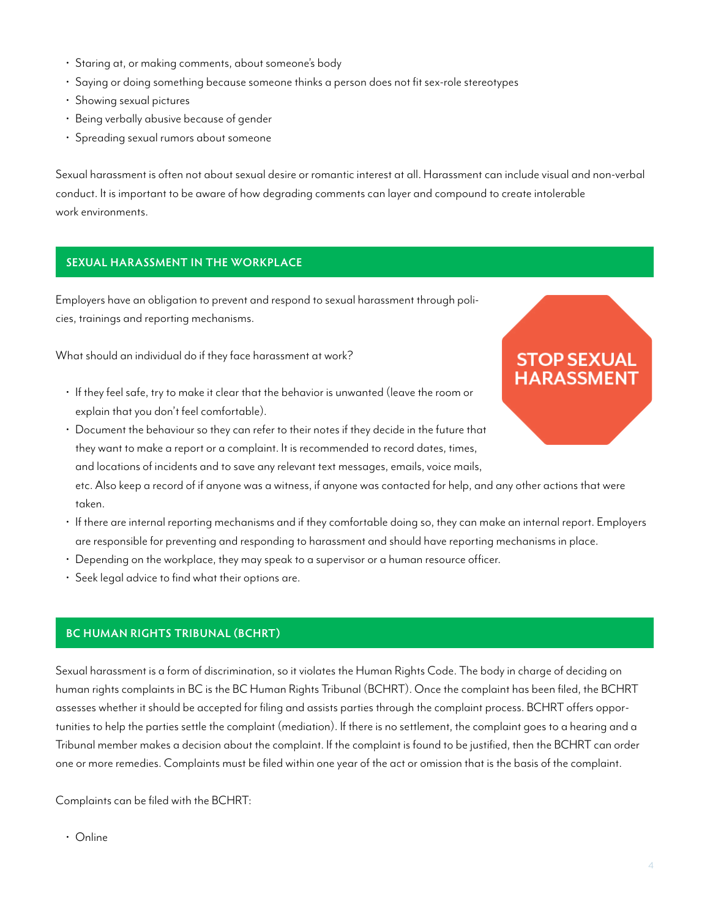- Staring at, or making comments, about someone's body
- Saying or doing something because someone thinks a person does not fit sex-role stereotypes
- Showing sexual pictures
- Being verbally abusive because of gender
- Spreading sexual rumors about someone

Sexual harassment is often not about sexual desire or romantic interest at all. Harassment can include visual and non-verbal conduct. It is important to be aware of how degrading comments can layer and compound to create intolerable work environments.

## SEXUAL HARASSMENT IN THE WORKPLACE

Employers have an obligation to prevent and respond to sexual harassment through policies, trainings and reporting mechanisms.

STOP SEXUAL HARASSMENT

What should an individual do if they face harassment at work?

- If they feel safe, try to make it clear that the behavior is unwanted (leave the room or explain that you don't feel comfortable).
- Document the behaviour so they can refer to their notes if they decide in the future that they want to make a report or a complaint. It is recommended to record dates, times, and locations of incidents and to save any relevant text messages, emails, voice mails, etc. Also keep a record of if anyone was a witness, if anyone was contacted for help, and any other actions that were taken.
- If there are internal reporting mechanisms and if they comfortable doing so, they can make an internal report. Employers are responsible for preventing and responding to harassment and should have reporting mechanisms in place.
- Depending on the workplace, they may speak to a supervisor or a human resource officer.
- Seek legal advice to find what their options are.

## BC HUMAN RIGHTS TRIBUNAL (BCHRT)

Sexual harassment is a form of discrimination, so it violates the Human Rights Code. The body in charge of deciding on human rights complaints in BC is the BC Human Rights Tribunal (BCHRT). Once the complaint has been filed, the BCHRT assesses whether it should be accepted for filing and assists parties through the complaint process. BCHRT offers opportunities to help the parties settle the complaint (mediation). If there is no settlement, the complaint goes to a hearing and a Tribunal member makes a decision about the complaint. If the complaint is found to be justified, then the BCHRT can order one or more remedies. Complaints must be filed within one year of the act or omission that is the basis of the complaint.

Complaints can be filed with the BCHRT:

- Online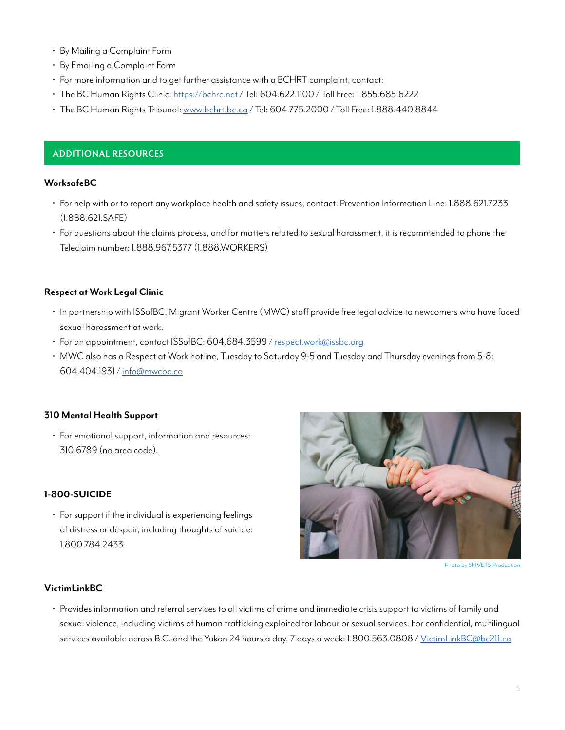- By Mailing a Complaint Form
- By Emailing a Complaint Form
- For more information and to get further assistance with a BCHRT complaint, contact:
- The BC Human Rights Clinic: https://bchrc.net / Tel: 604.622.1100 / Toll Free: 1.855.685.6222
- The BC Human Rights Tribunal: www.bchrt.bc.ca / Tel: 604.775.2000 / Toll Free: 1.888.440.8844

## ADDITIONAL RESOURCES

**WorksafeBC**

- For help with or to report any workplace health and safety issues, contact: Prevention Information Line: 1.888.621.7233 (1.888.621.SAFE)
- For questions about the claims process, and for matters related to sexual harassment, it is recommended to phone the Teleclaim number: 1.888.967.5377 (1.888.WORKERS)

**Respect at Work Legal Clinic**

- In partnership with ISSofBC, Migrant Worker Centre (MWC) staff provide free legal advice to newcomers who have faced sexual harassment at work.
- For an appointment, contact ISSofBC: 604.684.3599 / respect.work@issbc.org
- MWC also has a Respect at Work hotline, Tuesday to Saturday 9-5 and Tuesday and Thursday evenings from 5-8: 604.404.1931 / info@mwcbc.ca

**310 Mental Health Support**

- For emotional support, information and resources: 310.6789 (no area code).

**1-800-SUICIDE**

- For support if the individual is experiencing feelings of distress or despair, including thoughts of suicide: 1.800.784.2433

Photo by SHVETS Production

**VictimLinkBC**

- Provides information and referral services to all victims of crime and immediate crisis support to victims of family and sexual violence, including victims of human trafficking exploited for labour or sexual services. For confidential, multilingual services available across B.C. and the Yukon 24 hours a day, 7 days a week: 1.800.563.0808 / VictimLinkBC@bc211.ca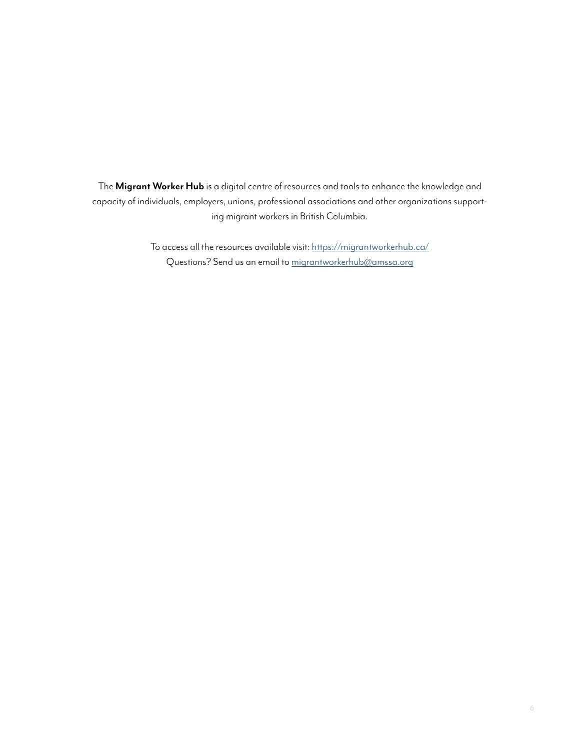The **Migrant Worker Hub** is a digital centre of resources and tools to enhance the knowledge and capacity of individuals, employers, unions, professional associations and other organizations supporting migrant workers in British Columbia.

To access all the resources available visit: [https://migrantworkerhub.ca/](https://migrantworkerhub.ca/)
Questions? Send us an email to [migrantworkerhub@amssa.org](mailto:migrantworkerhub@amssa.org)